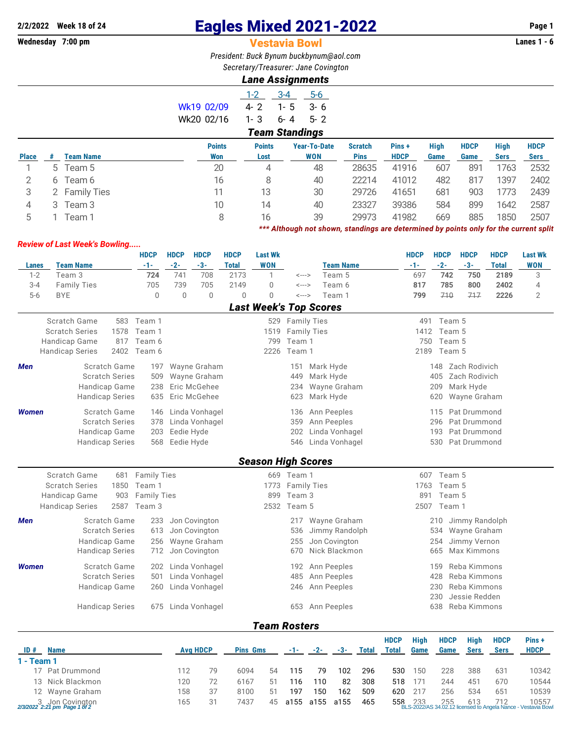2/2/2022 Week 18 of 24

Wednesday 7:00 pm

# Eagles Mixed 2021-2022

## Vestavia Bowl

Lanes 1 - 6

*President: Buck Bynum buckbynum@aol.com*

*Secretary/Treasurer: Jane Covington*

### *Lane Assignments*

| | 1-2 | 3-4 | 5-6 |
|---|---|---|---|
| Wk19 02/09 | 4- 2 | 1- 5 | 3- 6 |
| Wk20 02/16 | 1- 3 | 6- 4 | 5- 2 |

### *Team Standings*

| Place | # | Team Name | Points Won | Points Lost | Year-To-Date WON | Scratch Pins | Pins + HDCP | High Game | HDCP Game | High Sers | HDCP Sers |
|---|---|---|---|---|---|---|---|---|---|---|---|
| 1 | 5 | Team 5 | 20 | 4 | 48 | 28635 | 41916 | 607 | 891 | 1763 | 2532 |
| 2 | 6 | Team 6 | 16 | 8 | 40 | 22214 | 41012 | 482 | 817 | 1397 | 2402 |
| 3 | 2 | Family Ties | 11 | 13 | 30 | 29726 | 41651 | 681 | 903 | 1773 | 2439 |
| 4 | 3 | Team 3 | 10 | 14 | 40 | 23327 | 39386 | 584 | 899 | 1642 | 2587 |
| 5 | 1 | Team 1 | 8 | 16 | 39 | 29973 | 41982 | 669 | 885 | 1850 | 2507 |

*** Although not shown, standings are determined by points only for the current split

*Review of Last Week's Bowling.....*

| Lanes | Team Name | HDCP -1- | HDCP -2- | HDCP -3- | HDCP Total | Last Wk WON | | Team Name | HDCP -1- | HDCP -2- | HDCP -3- | HDCP Total | Last Wk WON |
|---|---|---|---|---|---|---|---|---|---|---|---|---|---|
| 1-2 | Team 3 | **724** | 741 | 708 | 2173 | 1 | <---> | Team 5 | 697 | **742** | **750** | **2189** | 3 |
| 3-4 | Family Ties | 705 | 739 | 705 | 2149 | 0 | <---> | Team 6 | **817** | **785** | **800** | **2402** | 4 |
| 5-6 | BYE | 0 | 0 | 0 | 0 | 0 | <---> | Team 1 | **799** | ~~710~~ | ~~717~~ | **2226** | 2 |

### *Last Week's Top Scores*

| | | | | | | |
|---|---|---|---|---|---|---|
| Scratch Game | 583 | Team 1 | 529 | Family Ties | 491 | Team 5 |
| Scratch Series | 1578 | Team 1 | 1519 | Family Ties | 1412 | Team 5 |
| Handicap Game | 817 | Team 6 | 799 | Team 1 | 750 | Team 5 |
| Handicap Series | 2402 | Team 6 | 2226 | Team 1 | 2189 | Team 5 |

| *Men* | | | | | | | |
|---|---|---|---|---|---|---|---|
| | Scratch Game | 197 | Wayne Graham | 151 | Mark Hyde | 148 | Zach Rodivich |
| | Scratch Series | 509 | Wayne Graham | 449 | Mark Hyde | 405 | Zach Rodivich |
| | Handicap Game | 238 | Eric McGehee | 234 | Wayne Graham | 209 | Mark Hyde |
| | Handicap Series | 635 | Eric McGehee | 623 | Mark Hyde | 620 | Wayne Graham |

| *Women* | | | | | | | |
|---|---|---|---|---|---|---|---|
| | Scratch Game | 146 | Linda Vonhagel | 136 | Ann Peeples | 115 | Pat Drummond |
| | Scratch Series | 378 | Linda Vonhagel | 359 | Ann Peeples | 296 | Pat Drummond |
| | Handicap Game | 203 | Eedie Hyde | 202 | Linda Vonhagel | 193 | Pat Drummond |
| | Handicap Series | 568 | Eedie Hyde | 546 | Linda Vonhagel | 530 | Pat Drummond |

### *Season High Scores*

| | | | | | | |
|---|---|---|---|---|---|---|
| Scratch Game | 681 | Family Ties | 669 | Team 1 | 607 | Team 5 |
| Scratch Series | 1850 | Team 1 | 1773 | Family Ties | 1763 | Team 5 |
| Handicap Game | 903 | Family Ties | 899 | Team 3 | 891 | Team 5 |
| Handicap Series | 2587 | Team 3 | 2532 | Team 5 | 2507 | Team 1 |

| *Men* | | | | | | | |
|---|---|---|---|---|---|---|---|
| | Scratch Game | 233 | Jon Covington | 217 | Wayne Graham | 210 | Jimmy Randolph |
| | Scratch Series | 613 | Jon Covington | 536 | Jimmy Randolph | 534 | Wayne Graham |
| | Handicap Game | 256 | Wayne Graham | 255 | Jon Covington | 254 | Jimmy Vernon |
| | Handicap Series | 712 | Jon Covington | 670 | Nick Blackmon | 665 | Max Kimmons |

| *Women* | | | | | | | |
|---|---|---|---|---|---|---|---|
| | Scratch Game | 202 | Linda Vonhagel | 192 | Ann Peeples | 159 | Reba Kimmons |
| | Scratch Series | 501 | Linda Vonhagel | 485 | Ann Peeples | 428 | Reba Kimmons |
| | Handicap Game | 260 | Linda Vonhagel | 246 | Ann Peeples | 230 | Reba Kimmons |
| | | | | | | 230 | Jessie Redden |
| | Handicap Series | 675 | Linda Vonhagel | 653 | Ann Peeples | 638 | Reba Kimmons |

### *Team Rosters*

| ID # | Name | Avg | HDCP | Pins | Gms | -1- | -2- | -3- | Total | HDCP Total | High Game | HDCP Game | High Sers | HDCP Sers | Pins + HDCP |
|---|---|---|---|---|---|---|---|---|---|---|---|---|---|---|---|
| **1 - Team 1** | | | | | | | | | | | | | | | |
| 17 | Pat Drummond | 112 | 79 | 6094 | 54 | 115 | 79 | 102 | 296 | 530 | 150 | 228 | 388 | 631 | 10342 |
| 13 | Nick Blackmon | 120 | 72 | 6167 | 51 | 116 | 110 | 82 | 308 | 518 | 171 | 244 | 451 | 670 | 10544 |
| 12 | Wayne Graham | 158 | 37 | 8100 | 51 | 197 | 150 | 162 | 509 | 620 | 217 | 256 | 534 | 651 | 10539 |
| 3 | Jon Covington | 165 | 31 | 7437 | 45 | a155 | a155 | a155 | 465 | 558 | 233 | 255 | 613 | 712 | 10557 |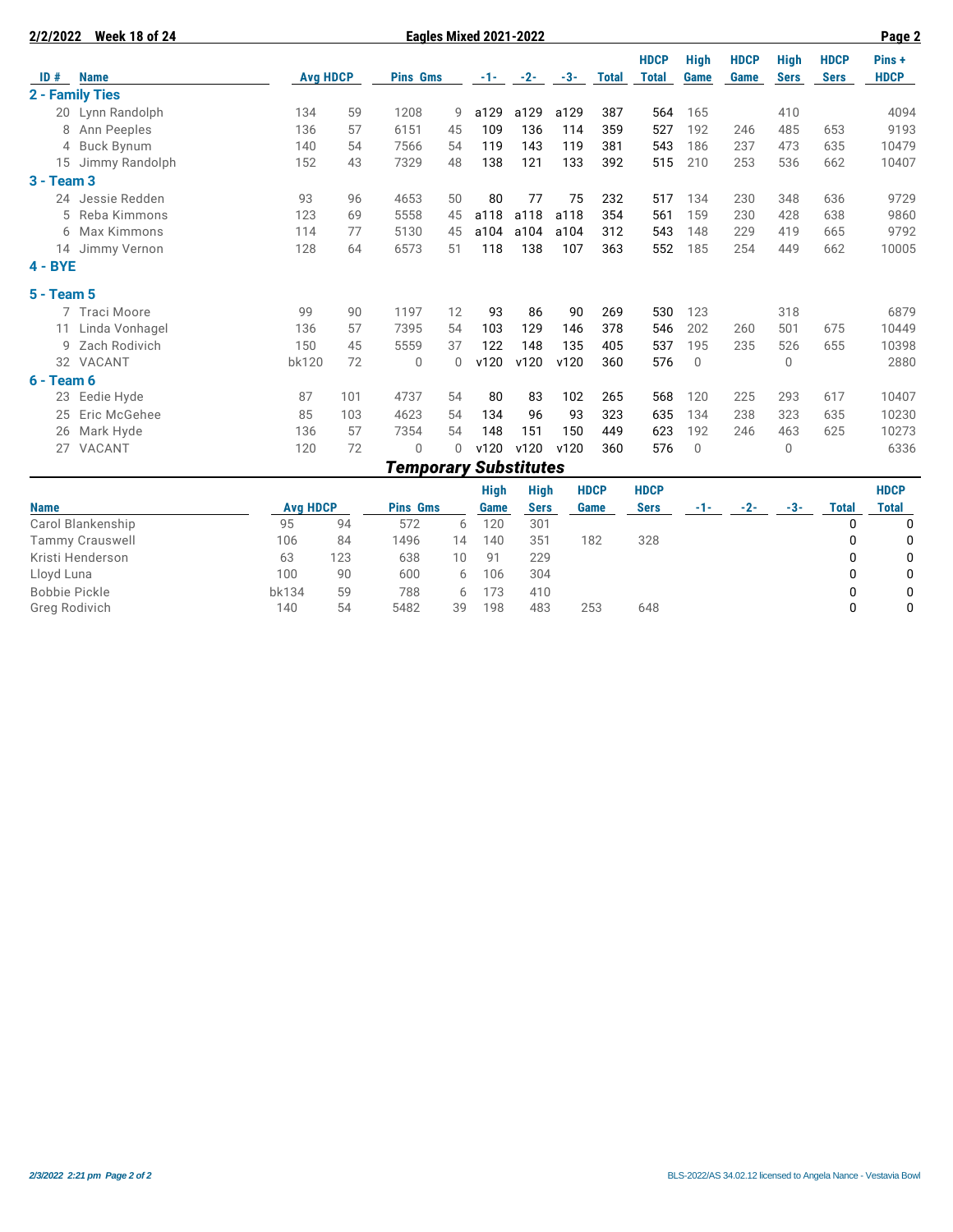| ID # | Name | Avg | HDCP | Pins | Gms | -1- | -2- | -3- | Total | HDCP Total | High Game | HDCP Game | High Sers | HDCP Sers | Pins + HDCP |
|---|---|---|---|---|---|---|---|---|---|---|---|---|---|---|---|
| **2 - Family Ties** | | | | | | | | | | | | | | | |
| 20 | Lynn Randolph | 134 | 59 | 1208 | 9 | a129 | a129 | a129 | 387 | 564 | 165 | | 410 | | 4094 |
| 8 | Ann Peeples | 136 | 57 | 6151 | 45 | 109 | 136 | 114 | 359 | 527 | 192 | 246 | 485 | 653 | 9193 |
| 4 | Buck Bynum | 140 | 54 | 7566 | 54 | 119 | 143 | 119 | 381 | 543 | 186 | 237 | 473 | 635 | 10479 |
| 15 | Jimmy Randolph | 152 | 43 | 7329 | 48 | 138 | 121 | 133 | 392 | 515 | 210 | 253 | 536 | 662 | 10407 |
| **3 - Team 3** | | | | | | | | | | | | | | | |
| 24 | Jessie Redden | 93 | 96 | 4653 | 50 | 80 | 77 | 75 | 232 | 517 | 134 | 230 | 348 | 636 | 9729 |
| 5 | Reba Kimmons | 123 | 69 | 5558 | 45 | a118 | a118 | a118 | 354 | 561 | 159 | 230 | 428 | 638 | 9860 |
| 6 | Max Kimmons | 114 | 77 | 5130 | 45 | a104 | a104 | a104 | 312 | 543 | 148 | 229 | 419 | 665 | 9792 |
| 14 | Jimmy Vernon | 128 | 64 | 6573 | 51 | 118 | 138 | 107 | 363 | 552 | 185 | 254 | 449 | 662 | 10005 |
| **4 - BYE** | | | | | | | | | | | | | | | |
| **5 - Team 5** | | | | | | | | | | | | | | | |
| 7 | Traci Moore | 99 | 90 | 1197 | 12 | 93 | 86 | 90 | 269 | 530 | 123 | | 318 | | 6879 |
| 11 | Linda Vonhagel | 136 | 57 | 7395 | 54 | 103 | 129 | 146 | 378 | 546 | 202 | 260 | 501 | 675 | 10449 |
| 9 | Zach Rodivich | 150 | 45 | 5559 | 37 | 122 | 148 | 135 | 405 | 537 | 195 | 235 | 526 | 655 | 10398 |
| 32 | VACANT | bk120 | 72 | 0 | 0 | v120 | v120 | v120 | 360 | 576 | 0 | | 0 | | 2880 |
| **6 - Team 6** | | | | | | | | | | | | | | | |
| 23 | Eedie Hyde | 87 | 101 | 4737 | 54 | 80 | 83 | 102 | 265 | 568 | 120 | 225 | 293 | 617 | 10407 |
| 25 | Eric McGehee | 85 | 103 | 4623 | 54 | 134 | 96 | 93 | 323 | 635 | 134 | 238 | 323 | 635 | 10230 |
| 26 | Mark Hyde | 136 | 57 | 7354 | 54 | 148 | 151 | 150 | 449 | 623 | 192 | 246 | 463 | 625 | 10273 |
| 27 | VACANT | 120 | 72 | 0 | 0 | v120 | v120 | v120 | 360 | 576 | 0 | | 0 | | 6336 |

## *Temporary Substitutes*

| Name | Avg | HDCP | Pins | Gms | High Game | High Sers | HDCP Game | HDCP Sers | -1- | -2- | -3- | Total | HDCP Total |
|---|---|---|---|---|---|---|---|---|---|---|---|---|---|
| Carol Blankenship | 95 | 94 | 572 | 6 | 120 | 301 | | | | | | 0 | 0 |
| Tammy Crauswell | 106 | 84 | 1496 | 14 | 140 | 351 | 182 | 328 | | | | 0 | 0 |
| Kristi Henderson | 63 | 123 | 638 | 10 | 91 | 229 | | | | | | 0 | 0 |
| Lloyd Luna | 100 | 90 | 600 | 6 | 106 | 304 | | | | | | 0 | 0 |
| Bobbie Pickle | bk134 | 59 | 788 | 6 | 173 | 410 | | | | | | 0 | 0 |
| Greg Rodivich | 140 | 54 | 5482 | 39 | 198 | 483 | 253 | 648 | | | | 0 | 0 |